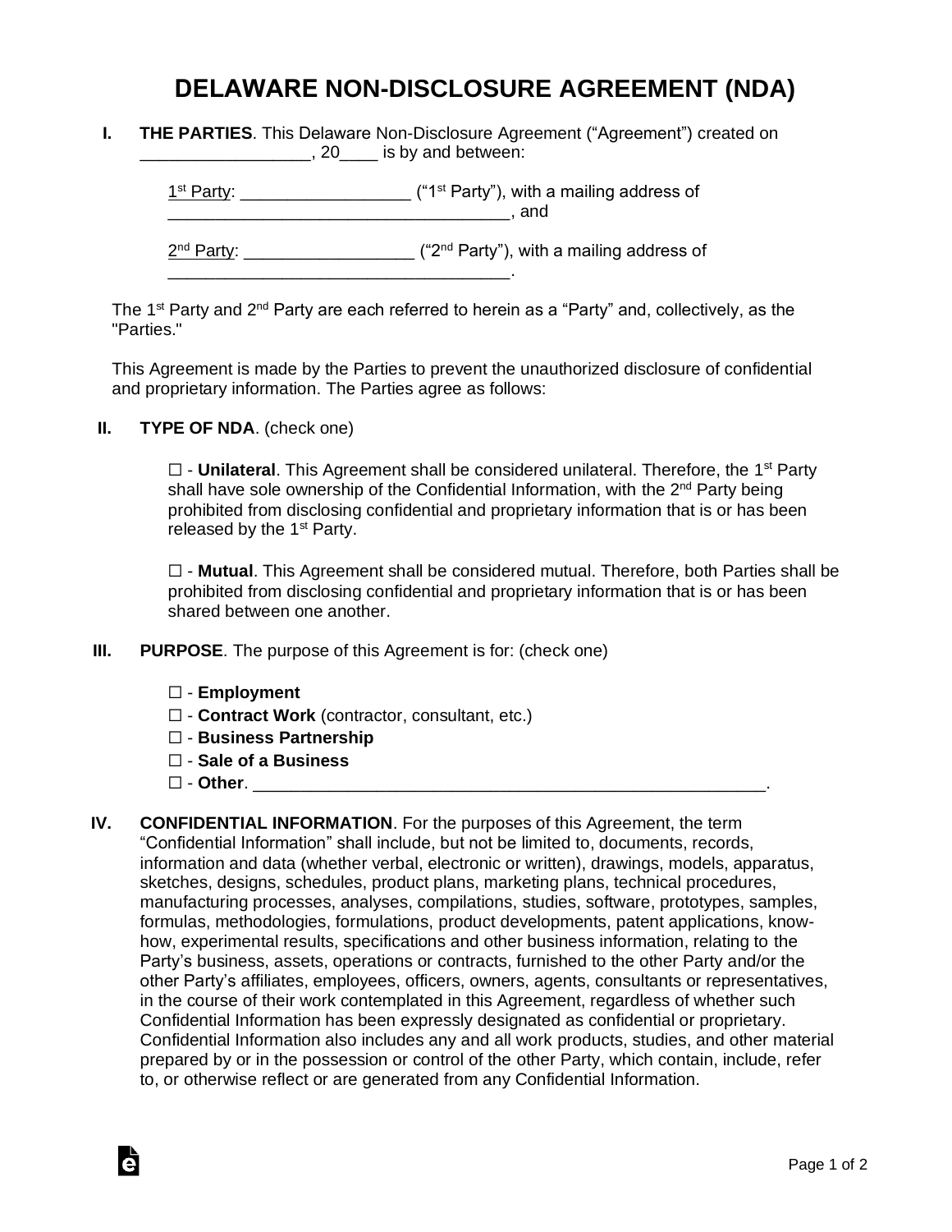# DELAWARE NON-DISCLOSURE AGREEMENT (NDA)

**I. THE PARTIES**. This Delaware Non-Disclosure Agreement ("Agreement") created on __________________, 20____ is by and between:

1st Party: _________________ ("1st Party"), with a mailing address of ____________________________________, and

2nd Party: _________________ ("2nd Party"), with a mailing address of ____________________________________.

The 1st Party and 2nd Party are each referred to herein as a "Party" and, collectively, as the "Parties."

This Agreement is made by the Parties to prevent the unauthorized disclosure of confidential and proprietary information. The Parties agree as follows:

**II. TYPE OF NDA**. (check one)

☐ - **Unilateral**. This Agreement shall be considered unilateral. Therefore, the 1st Party shall have sole ownership of the Confidential Information, with the 2nd Party being prohibited from disclosing confidential and proprietary information that is or has been released by the 1st Party.

☐ - **Mutual**. This Agreement shall be considered mutual. Therefore, both Parties shall be prohibited from disclosing confidential and proprietary information that is or has been shared between one another.

**III. PURPOSE**. The purpose of this Agreement is for: (check one)

☐ - **Employment**
☐ - **Contract Work** (contractor, consultant, etc.)
☐ - **Business Partnership**
☐ - **Sale of a Business**
☐ - **Other**. _______________________________________________________.

**IV. CONFIDENTIAL INFORMATION**. For the purposes of this Agreement, the term "Confidential Information" shall include, but not be limited to, documents, records, information and data (whether verbal, electronic or written), drawings, models, apparatus, sketches, designs, schedules, product plans, marketing plans, technical procedures, manufacturing processes, analyses, compilations, studies, software, prototypes, samples, formulas, methodologies, formulations, product developments, patent applications, know-how, experimental results, specifications and other business information, relating to the Party's business, assets, operations or contracts, furnished to the other Party and/or the other Party's affiliates, employees, officers, owners, agents, consultants or representatives, in the course of their work contemplated in this Agreement, regardless of whether such Confidential Information has been expressly designated as confidential or proprietary. Confidential Information also includes any and all work products, studies, and other material prepared by or in the possession or control of the other Party, which contain, include, refer to, or otherwise reflect or are generated from any Confidential Information.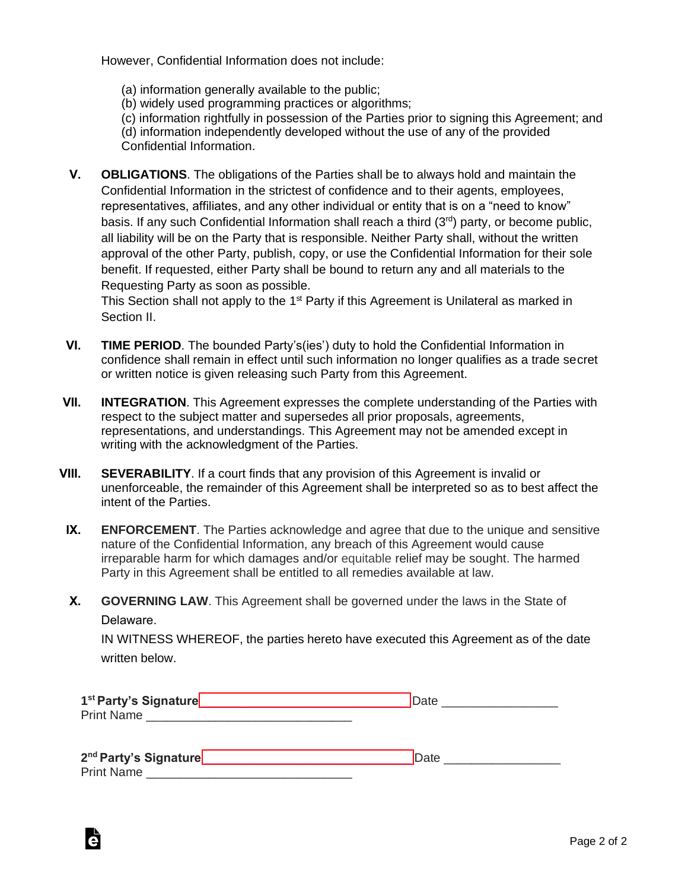However, Confidential Information does not include:

(a) information generally available to the public;
(b) widely used programming practices or algorithms;
(c) information rightfully in possession of the Parties prior to signing this Agreement; and
(d) information independently developed without the use of any of the provided Confidential Information.

**V. OBLIGATIONS**. The obligations of the Parties shall be to always hold and maintain the Confidential Information in the strictest of confidence and to their agents, employees, representatives, affiliates, and any other individual or entity that is on a "need to know" basis. If any such Confidential Information shall reach a third (3rd) party, or become public, all liability will be on the Party that is responsible. Neither Party shall, without the written approval of the other Party, publish, copy, or use the Confidential Information for their sole benefit. If requested, either Party shall be bound to return any and all materials to the Requesting Party as soon as possible.
This Section shall not apply to the 1st Party if this Agreement is Unilateral as marked in Section II.

**VI. TIME PERIOD**. The bounded Party's(ies') duty to hold the Confidential Information in confidence shall remain in effect until such information no longer qualifies as a trade secret or written notice is given releasing such Party from this Agreement.

**VII. INTEGRATION**. This Agreement expresses the complete understanding of the Parties with respect to the subject matter and supersedes all prior proposals, agreements, representations, and understandings. This Agreement may not be amended except in writing with the acknowledgment of the Parties.

**VIII. SEVERABILITY**. If a court finds that any provision of this Agreement is invalid or unenforceable, the remainder of this Agreement shall be interpreted so as to best affect the intent of the Parties.

**IX. ENFORCEMENT**. The Parties acknowledge and agree that due to the unique and sensitive nature of the Confidential Information, any breach of this Agreement would cause irreparable harm for which damages and/or equitable relief may be sought. The harmed Party in this Agreement shall be entitled to all remedies available at law.

**X. GOVERNING LAW**. This Agreement shall be governed under the laws in the State of Delaware.

IN WITNESS WHEREOF, the parties hereto have executed this Agreement as of the date written below.

**1st Party's Signature** ______________________________ Date ________________
Print Name ______________________________

**2nd Party's Signature** ______________________________ Date ________________
Print Name ______________________________